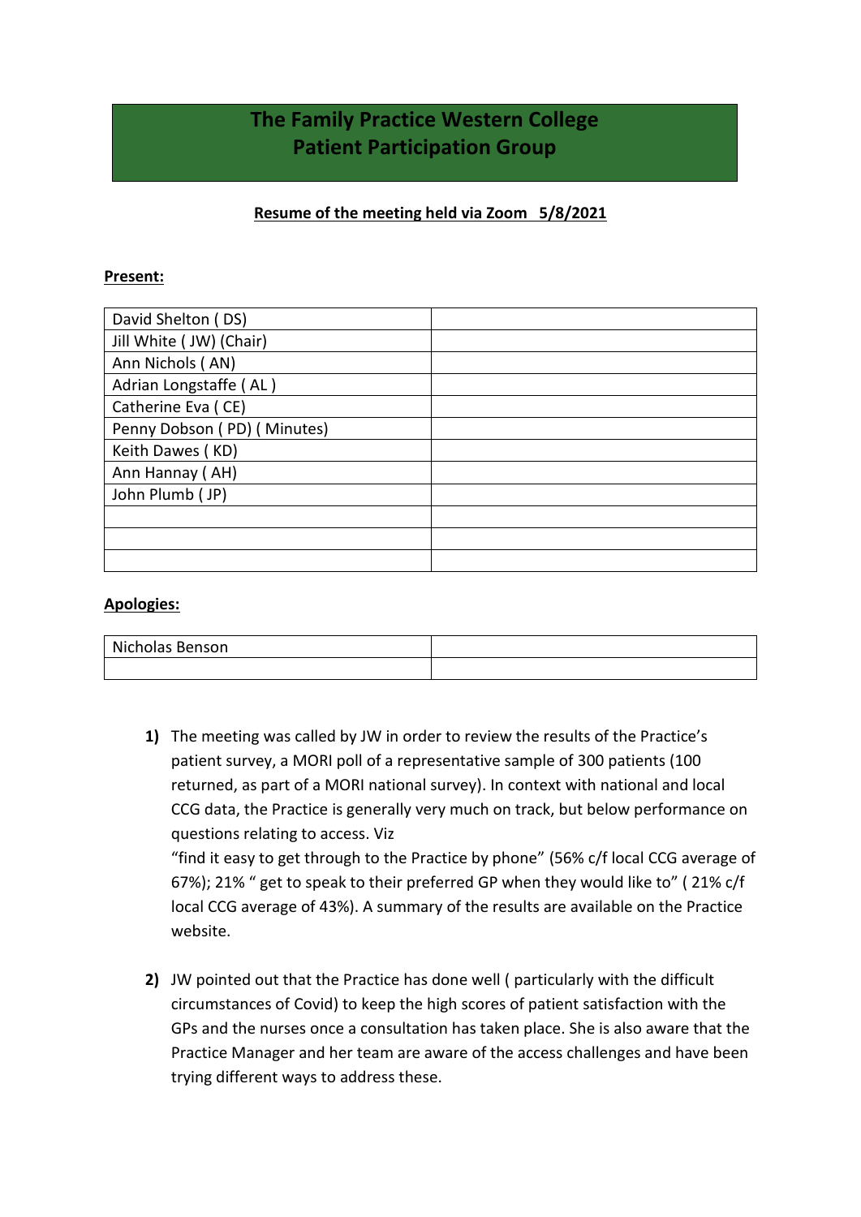# The Family Practice Western College
# Patient Participation Group

**Resume of the meeting held via Zoom 5/8/2021**

**Present:**

| | |
|---|---|
| David Shelton ( DS) | |
| Jill White ( JW) (Chair) | |
| Ann Nichols ( AN) | |
| Adrian Longstaffe ( AL ) | |
| Catherine Eva ( CE) | |
| Penny Dobson ( PD) ( Minutes) | |
| Keith Dawes ( KD) | |
| Ann Hannay ( AH) | |
| John Plumb ( JP) | |
| | |
| | |
| | |

**Apologies:**

| | |
|---|---|
| Nicholas Benson | |
| | |

1) The meeting was called by JW in order to review the results of the Practice's patient survey, a MORI poll of a representative sample of 300 patients (100 returned, as part of a MORI national survey). In context with national and local CCG data, the Practice is generally very much on track, but below performance on questions relating to access. Viz
"find it easy to get through to the Practice by phone" (56% c/f local CCG average of 67%); 21% " get to speak to their preferred GP when they would like to" ( 21% c/f local CCG average of 43%). A summary of the results are available on the Practice website.

2) JW pointed out that the Practice has done well ( particularly with the difficult circumstances of Covid) to keep the high scores of patient satisfaction with the GPs and the nurses once a consultation has taken place. She is also aware that the Practice Manager and her team are aware of the access challenges and have been trying different ways to address these.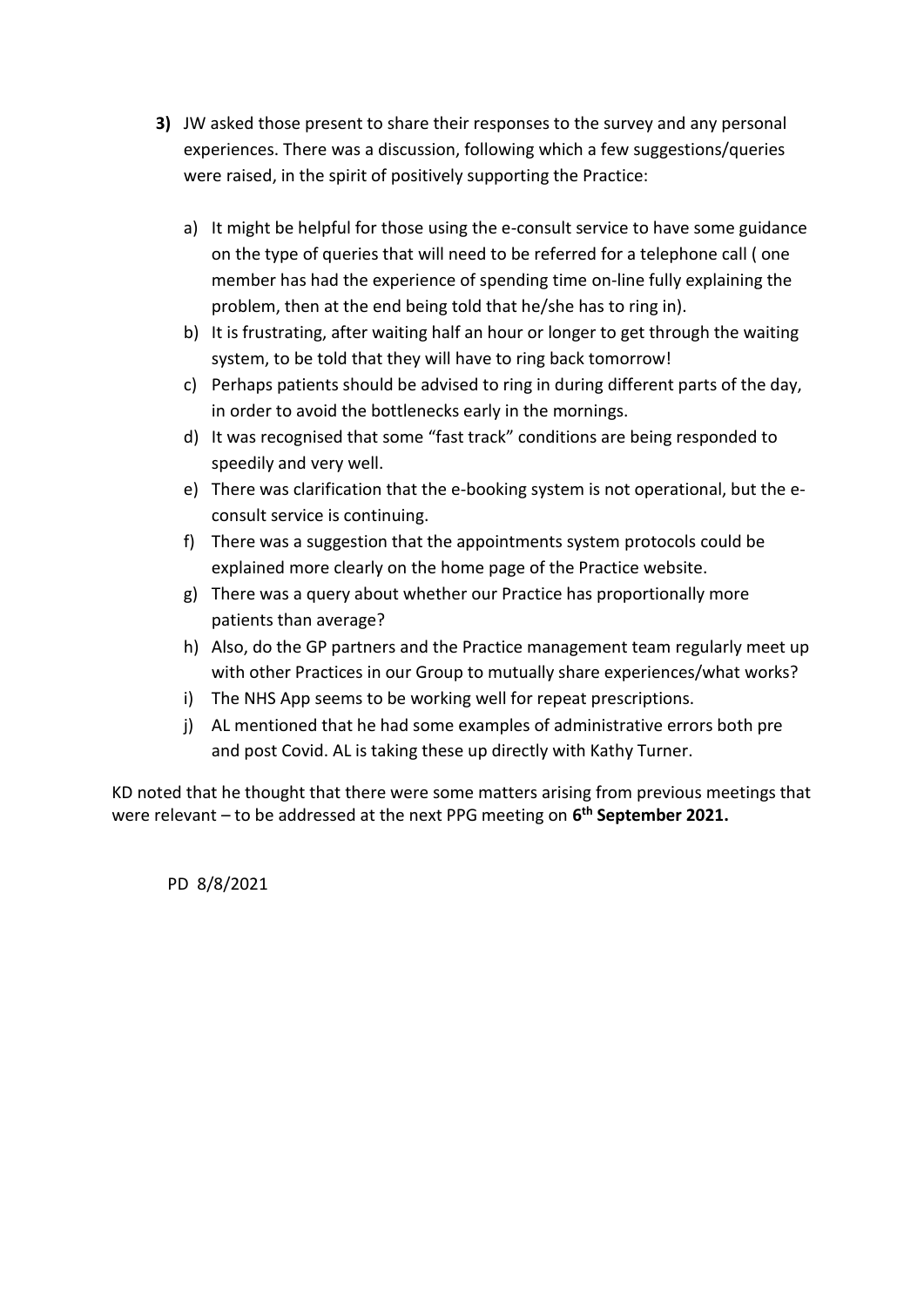**3)** JW asked those present to share their responses to the survey and any personal experiences. There was a discussion, following which a few suggestions/queries were raised, in the spirit of positively supporting the Practice:

a) It might be helpful for those using the e-consult service to have some guidance on the type of queries that will need to be referred for a telephone call ( one member has had the experience of spending time on-line fully explaining the problem, then at the end being told that he/she has to ring in).
b) It is frustrating, after waiting half an hour or longer to get through the waiting system, to be told that they will have to ring back tomorrow!
c) Perhaps patients should be advised to ring in during different parts of the day, in order to avoid the bottlenecks early in the mornings.
d) It was recognised that some "fast track" conditions are being responded to speedily and very well.
e) There was clarification that the e-booking system is not operational, but the e-consult service is continuing.
f) There was a suggestion that the appointments system protocols could be explained more clearly on the home page of the Practice website.
g) There was a query about whether our Practice has proportionally more patients than average?
h) Also, do the GP partners and the Practice management team regularly meet up with other Practices in our Group to mutually share experiences/what works?
i) The NHS App seems to be working well for repeat prescriptions.
j) AL mentioned that he had some examples of administrative errors both pre and post Covid. AL is taking these up directly with Kathy Turner.

KD noted that he thought that there were some matters arising from previous meetings that were relevant – to be addressed at the next PPG meeting on **6th September 2021.**

PD 8/8/2021